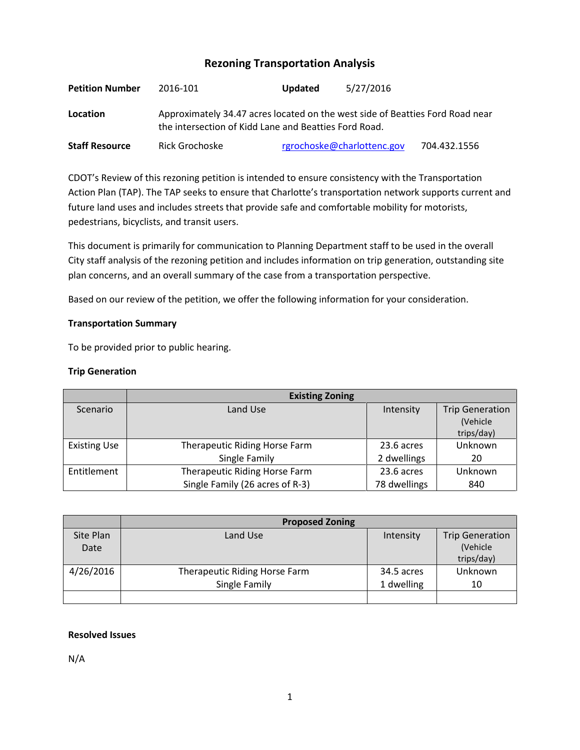## Rezoning Transportation Analysis

**Petition Number** 2016-101 **Updated** 5/27/2016

**Location** Approximately 34.47 acres located on the west side of Beatties Ford Road near the intersection of Kidd Lane and Beatties Ford Road.

**Staff Resource** Rick Grochoske [rgrochoske@charlottenc.gov](mailto:rgrochoske@charlottenc.gov) 704.432.1556

CDOT's Review of this rezoning petition is intended to ensure consistency with the Transportation Action Plan (TAP). The TAP seeks to ensure that Charlotte's transportation network supports current and future land uses and includes streets that provide safe and comfortable mobility for motorists, pedestrians, bicyclists, and transit users.

This document is primarily for communication to Planning Department staff to be used in the overall City staff analysis of the rezoning petition and includes information on trip generation, outstanding site plan concerns, and an overall summary of the case from a transportation perspective.

Based on our review of the petition, we offer the following information for your consideration.

**Transportation Summary**

To be provided prior to public hearing.

**Trip Generation**

| | Existing Zoning | | |
|---|---|---|---|
| Scenario | Land Use | Intensity | Trip Generation (Vehicle trips/day) |
| Existing Use | Therapeutic Riding Horse Farm<br>Single Family | 23.6 acres<br>2 dwellings | Unknown<br>20 |
| Entitlement | Therapeutic Riding Horse Farm<br>Single Family (26 acres of R-3) | 23.6 acres<br>78 dwellings | Unknown<br>840 |

| | Proposed Zoning | | |
|---|---|---|---|
| Site Plan Date | Land Use | Intensity | Trip Generation (Vehicle trips/day) |
| 4/26/2016 | Therapeutic Riding Horse Farm<br>Single Family | 34.5 acres<br>1 dwelling | Unknown<br>10 |
| | | | |

**Resolved Issues**

N/A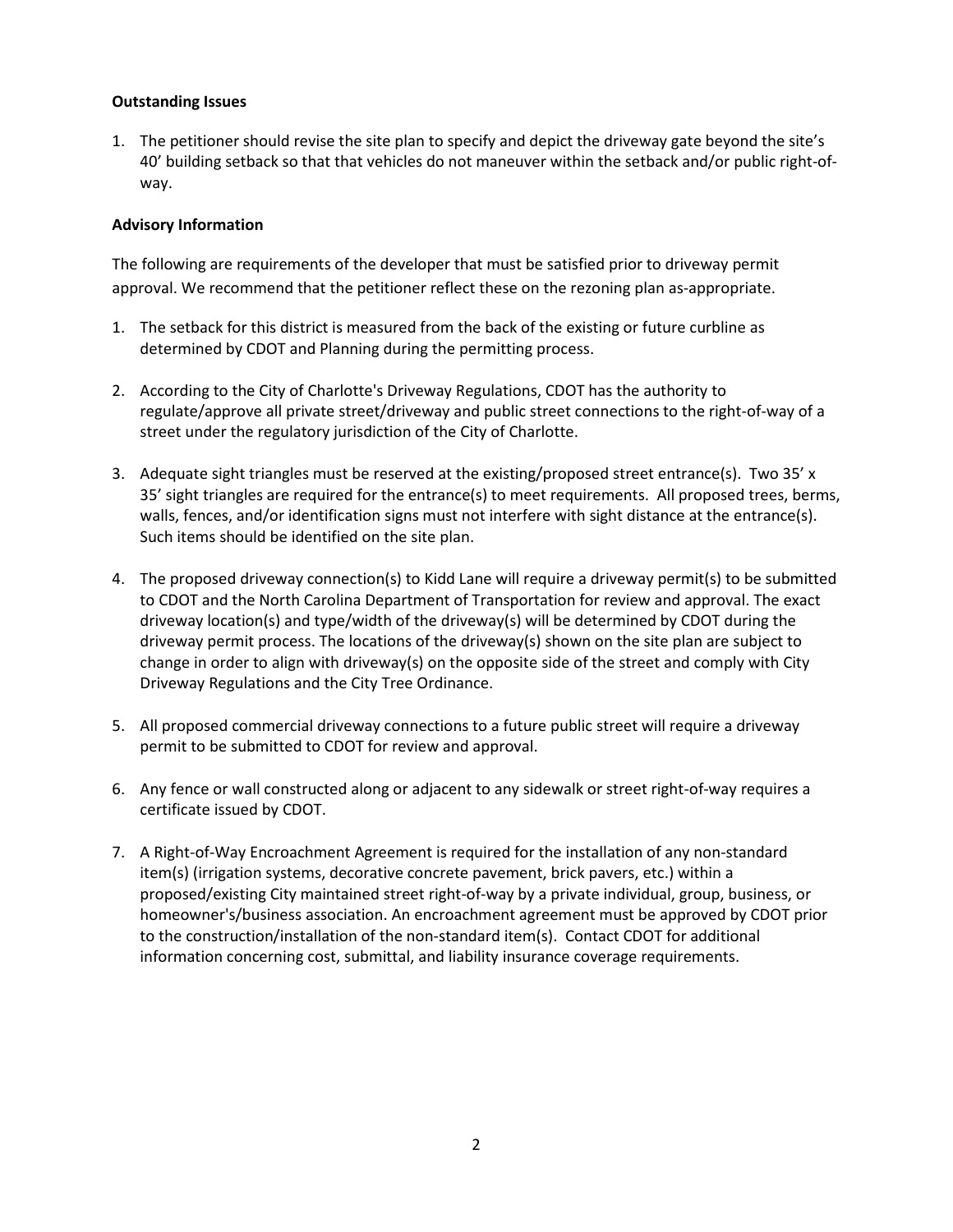**Outstanding Issues**

1. The petitioner should revise the site plan to specify and depict the driveway gate beyond the site's 40' building setback so that that vehicles do not maneuver within the setback and/or public right-of-way.

**Advisory Information**

The following are requirements of the developer that must be satisfied prior to driveway permit approval. We recommend that the petitioner reflect these on the rezoning plan as-appropriate.

1. The setback for this district is measured from the back of the existing or future curbline as determined by CDOT and Planning during the permitting process.

2. According to the City of Charlotte's Driveway Regulations, CDOT has the authority to regulate/approve all private street/driveway and public street connections to the right-of-way of a street under the regulatory jurisdiction of the City of Charlotte.

3. Adequate sight triangles must be reserved at the existing/proposed street entrance(s). Two 35' x 35' sight triangles are required for the entrance(s) to meet requirements. All proposed trees, berms, walls, fences, and/or identification signs must not interfere with sight distance at the entrance(s). Such items should be identified on the site plan.

4. The proposed driveway connection(s) to Kidd Lane will require a driveway permit(s) to be submitted to CDOT and the North Carolina Department of Transportation for review and approval. The exact driveway location(s) and type/width of the driveway(s) will be determined by CDOT during the driveway permit process. The locations of the driveway(s) shown on the site plan are subject to change in order to align with driveway(s) on the opposite side of the street and comply with City Driveway Regulations and the City Tree Ordinance.

5. All proposed commercial driveway connections to a future public street will require a driveway permit to be submitted to CDOT for review and approval.

6. Any fence or wall constructed along or adjacent to any sidewalk or street right-of-way requires a certificate issued by CDOT.

7. A Right-of-Way Encroachment Agreement is required for the installation of any non-standard item(s) (irrigation systems, decorative concrete pavement, brick pavers, etc.) within a proposed/existing City maintained street right-of-way by a private individual, group, business, or homeowner's/business association. An encroachment agreement must be approved by CDOT prior to the construction/installation of the non-standard item(s). Contact CDOT for additional information concerning cost, submittal, and liability insurance coverage requirements.